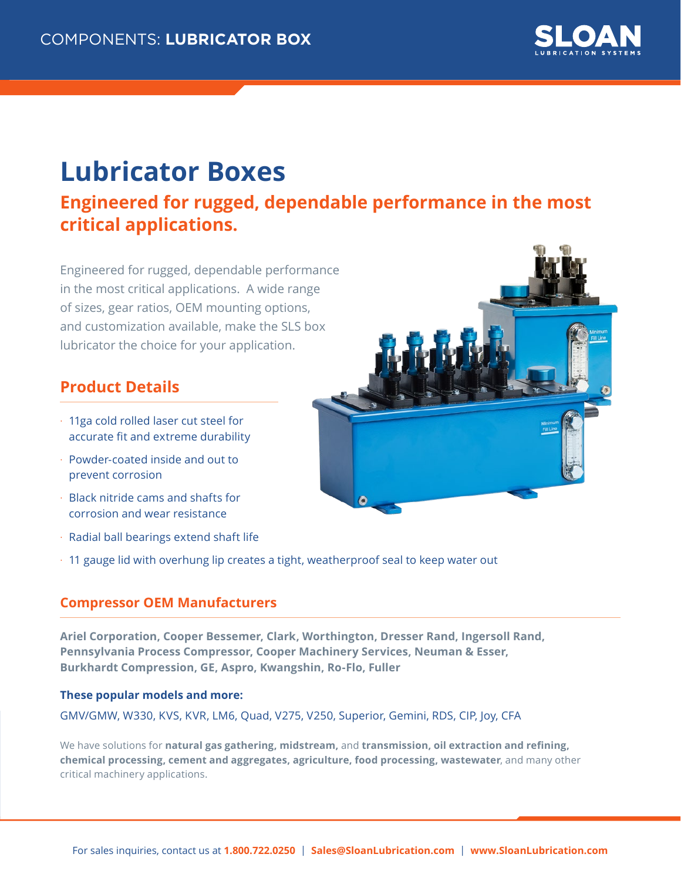COMPONENTS: **LUBRICATOR BOX**

# Lubricator Boxes

## Engineered for rugged, dependable performance in the most critical applications.

Engineered for rugged, dependable performance in the most critical applications. A wide range of sizes, gear ratios, OEM mounting options, and customization available, make the SLS box lubricator the choice for your application.

### Product Details

- 11ga cold rolled laser cut steel for accurate fit and extreme durability
- Powder-coated inside and out to prevent corrosion
- Black nitride cams and shafts for corrosion and wear resistance
- Radial ball bearings extend shaft life
- 11 gauge lid with overhung lip creates a tight, weatherproof seal to keep water out

### Compressor OEM Manufacturers

**Ariel Corporation, Cooper Bessemer, Clark, Worthington, Dresser Rand, Ingersoll Rand, Pennsylvania Process Compressor, Cooper Machinery Services, Neuman & Esser, Burkhardt Compression, GE, Aspro, Kwangshin, Ro-Flo, Fuller**

**These popular models and more:**

GMV/GMW, W330, KVS, KVR, LM6, Quad, V275, V250, Superior, Gemini, RDS, CIP, Joy, CFA

We have solutions for **natural gas gathering, midstream,** and **transmission, oil extraction and refining, chemical processing, cement and aggregates, agriculture, food processing, wastewater**, and many other critical machinery applications.

For sales inquiries, contact us at **1.800.722.0250** | **Sales@SloanLubrication.com** | **www.SloanLubrication.com**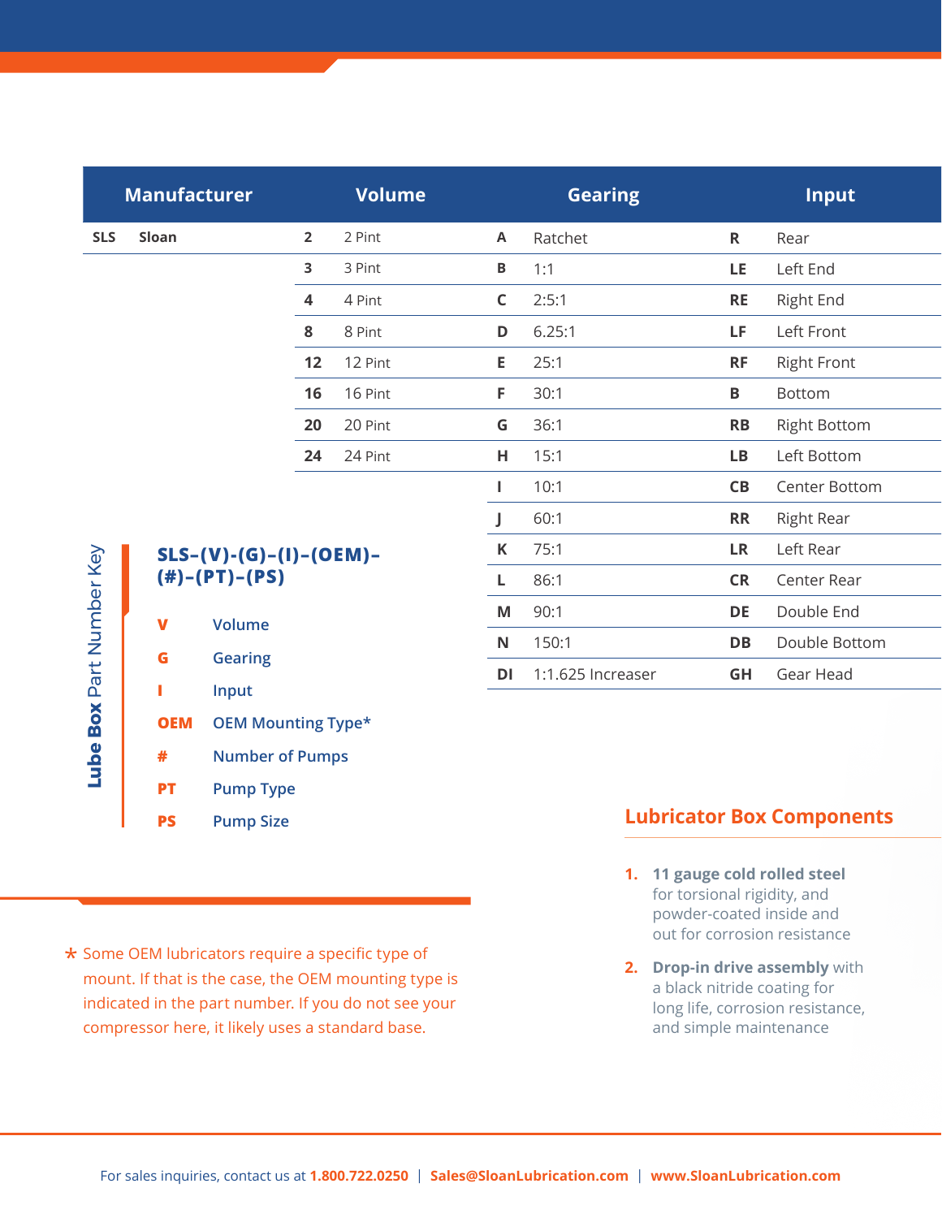| Manufacturer | | Volume | | Gearing | | Input | |
|---|---|---|---|---|---|---|---|
| **SLS** | **Sloan** | **2** | 2 Pint | **A** | Ratchet | **R** | Rear |
| | | **3** | 3 Pint | **B** | 1:1 | **LE** | Left End |
| | | **4** | 4 Pint | **C** | 2:5:1 | **RE** | Right End |
| | | **8** | 8 Pint | **D** | 6.25:1 | **LF** | Left Front |
| | | **12** | 12 Pint | **E** | 25:1 | **RF** | Right Front |
| | | **16** | 16 Pint | **F** | 30:1 | **B** | Bottom |
| | | **20** | 20 Pint | **G** | 36:1 | **RB** | Right Bottom |
| | | **24** | 24 Pint | **H** | 15:1 | **LB** | Left Bottom |
| | | | | **I** | 10:1 | **CB** | Center Bottom |
| | | | | **J** | 60:1 | **RR** | Right Rear |
| | | | | **K** | 75:1 | **LR** | Left Rear |
| | | | | **L** | 86:1 | **CR** | Center Rear |
| | | | | **M** | 90:1 | **DE** | Double End |
| | | | | **N** | 150:1 | **DB** | Double Bottom |
| | | | | **DI** | 1:1.625 Increaser | **GH** | Gear Head |

## Lube Box Part Number Key

**SLS–(V)–(G)–(I)–(OEM)–(#)–(PT)–(PS)**

| | |
|---|---|
| **V** | Volume |
| **G** | Gearing |
| **I** | Input |
| **OEM** | OEM Mounting Type* |
| **#** | Number of Pumps |
| **PT** | Pump Type |
| **PS** | Pump Size |

* Some OEM lubricators require a specific type of mount. If that is the case, the OEM mounting type is indicated in the part number. If you do not see your compressor here, it likely uses a standard base.

## Lubricator Box Components

1. **11 gauge cold rolled steel** for torsional rigidity, and powder-coated inside and out for corrosion resistance
2. **Drop-in drive assembly** with a black nitride coating for long life, corrosion resistance, and simple maintenance

For sales inquiries, contact us at **1.800.722.0250** | **Sales@SloanLubrication.com** | **www.SloanLubrication.com**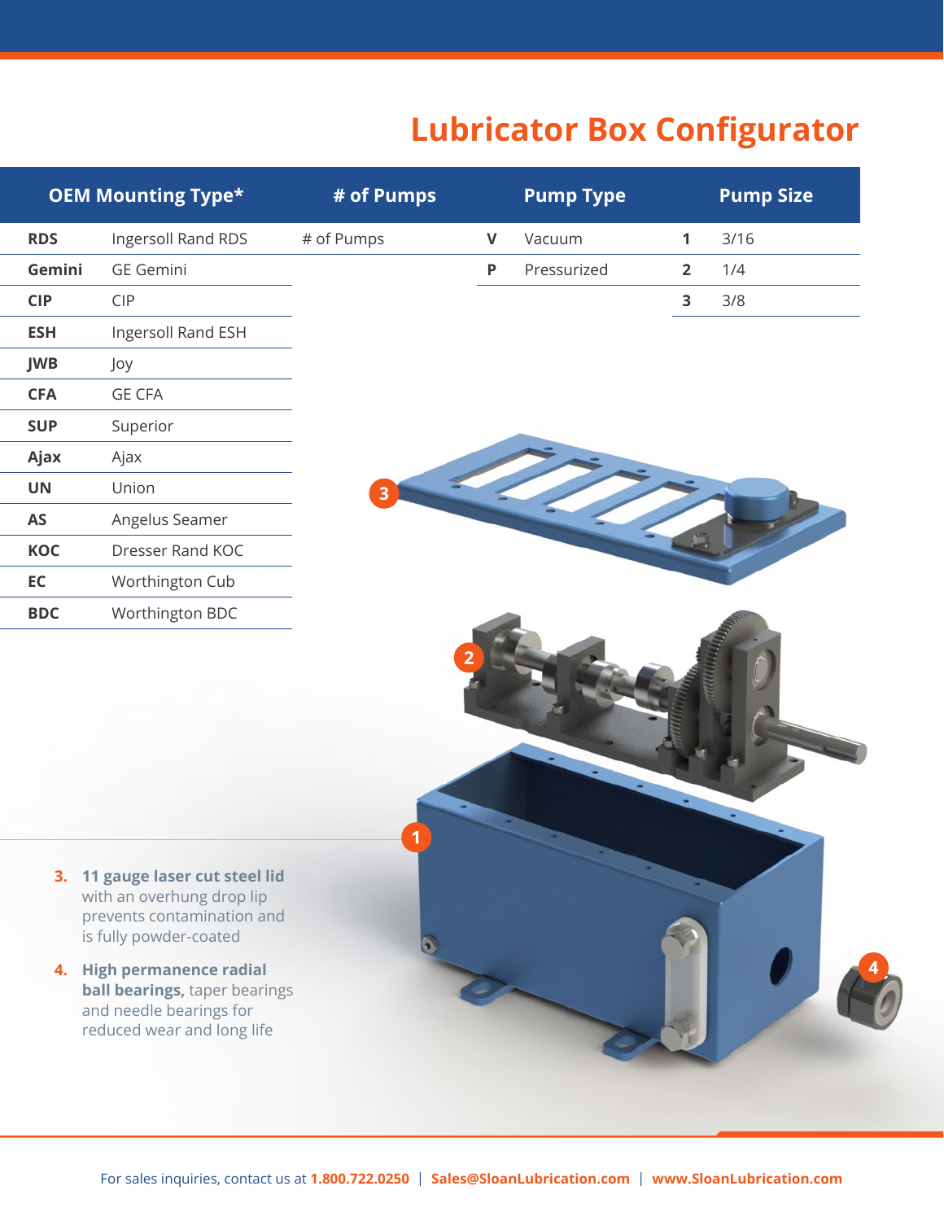# Lubricator Box Configurator

| OEM Mounting Type* | | # of Pumps | Pump Type | | Pump Size | |
|---|---|---|---|---|---|---|
| **RDS** | Ingersoll Rand RDS | # of Pumps | **V** | Vacuum | **1** | 3/16 |
| **Gemini** | GE Gemini | | **P** | Pressurized | **2** | 1/4 |
| **CIP** | CIP | | | | **3** | 3/8 |
| **ESH** | Ingersoll Rand ESH | | | | | |
| **JWB** | Joy | | | | | |
| **CFA** | GE CFA | | | | | |
| **SUP** | Superior | | | | | |
| **Ajax** | Ajax | | | | | |
| **UN** | Union | | | | | |
| **AS** | Angelus Seamer | | | | | |
| **KOC** | Dresser Rand KOC | | | | | |
| **EC** | Worthington Cub | | | | | |
| **BDC** | Worthington BDC | | | | | |

3. **11 gauge laser cut steel lid** with an overhung drop lip prevents contamination and is fully powder-coated
4. **High permanence radial ball bearings,** taper bearings and needle bearings for reduced wear and long life

For sales inquiries, contact us at **1.800.722.0250** | **Sales@SloanLubrication.com** | **www.SloanLubrication.com**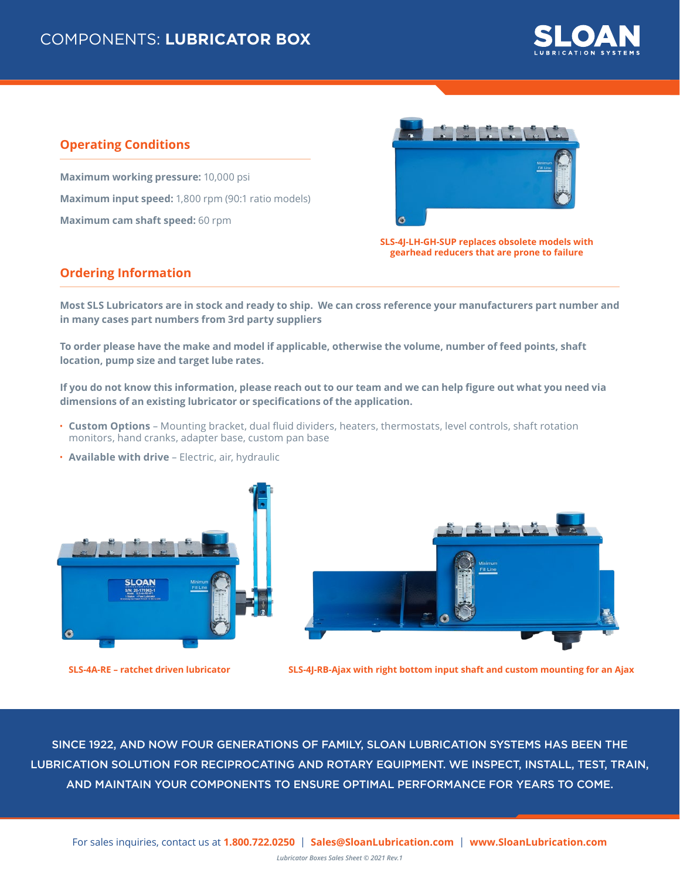# COMPONENTS: **LUBRICATOR BOX**

## Operating Conditions

**Maximum working pressure:** 10,000 psi

**Maximum input speed:** 1,800 rpm (90:1 ratio models)

**Maximum cam shaft speed:** 60 rpm

**SLS-4J-LH-GH-SUP replaces obsolete models with gearhead reducers that are prone to failure**

## Ordering Information

**Most SLS Lubricators are in stock and ready to ship. We can cross reference your manufacturers part number and in many cases part numbers from 3rd party suppliers**

**To order please have the make and model if applicable, otherwise the volume, number of feed points, shaft location, pump size and target lube rates.**

**If you do not know this information, please reach out to our team and we can help figure out what you need via dimensions of an existing lubricator or specifications of the application.**

- **Custom Options** – Mounting bracket, dual fluid dividers, heaters, thermostats, level controls, shaft rotation monitors, hand cranks, adapter base, custom pan base
- **Available with drive** – Electric, air, hydraulic

**SLS-4A-RE – ratchet driven lubricator**

**SLS-4J-RB-Ajax with right bottom input shaft and custom mounting for an Ajax**

SINCE 1922, AND NOW FOUR GENERATIONS OF FAMILY, SLOAN LUBRICATION SYSTEMS HAS BEEN THE LUBRICATION SOLUTION FOR RECIPROCATING AND ROTARY EQUIPMENT. WE INSPECT, INSTALL, TEST, TRAIN, AND MAINTAIN YOUR COMPONENTS TO ENSURE OPTIMAL PERFORMANCE FOR YEARS TO COME.

For sales inquiries, contact us at **1.800.722.0250** | **Sales@SloanLubrication.com** | **www.SloanLubrication.com**

*Lubricator Boxes Sales Sheet © 2021 Rev.1*